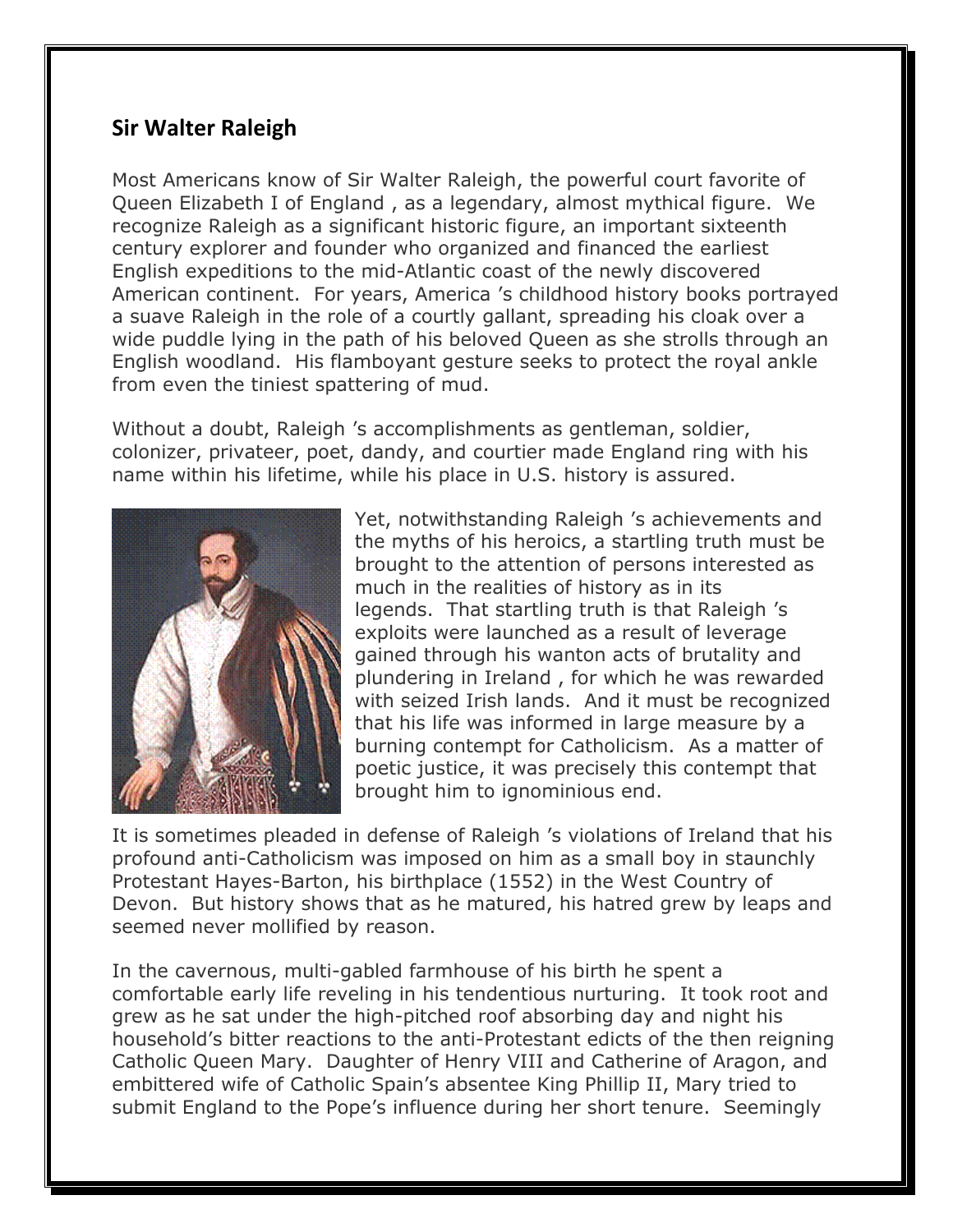## Sir Walter Raleigh

Most Americans know of Sir Walter Raleigh, the powerful court favorite of Queen Elizabeth I of England , as a legendary, almost mythical figure. We recognize Raleigh as a significant historic figure, an important sixteenth century explorer and founder who organized and financed the earliest English expeditions to the mid-Atlantic coast of the newly discovered American continent. For years, America 's childhood history books portrayed a suave Raleigh in the role of a courtly gallant, spreading his cloak over a wide puddle lying in the path of his beloved Queen as she strolls through an English woodland. His flamboyant gesture seeks to protect the royal ankle from even the tiniest spattering of mud.

Without a doubt, Raleigh 's accomplishments as gentleman, soldier, colonizer, privateer, poet, dandy, and courtier made England ring with his name within his lifetime, while his place in U.S. history is assured.

Yet, notwithstanding Raleigh 's achievements and the myths of his heroics, a startling truth must be brought to the attention of persons interested as much in the realities of history as in its legends. That startling truth is that Raleigh 's exploits were launched as a result of leverage gained through his wanton acts of brutality and plundering in Ireland , for which he was rewarded with seized Irish lands. And it must be recognized that his life was informed in large measure by a burning contempt for Catholicism. As a matter of poetic justice, it was precisely this contempt that brought him to ignominious end.

It is sometimes pleaded in defense of Raleigh 's violations of Ireland that his profound anti-Catholicism was imposed on him as a small boy in staunchly Protestant Hayes-Barton, his birthplace (1552) in the West Country of Devon. But history shows that as he matured, his hatred grew by leaps and seemed never mollified by reason.

In the cavernous, multi-gabled farmhouse of his birth he spent a comfortable early life reveling in his tendentious nurturing. It took root and grew as he sat under the high-pitched roof absorbing day and night his household's bitter reactions to the anti-Protestant edicts of the then reigning Catholic Queen Mary. Daughter of Henry VIII and Catherine of Aragon, and embittered wife of Catholic Spain's absentee King Phillip II, Mary tried to submit England to the Pope's influence during her short tenure. Seemingly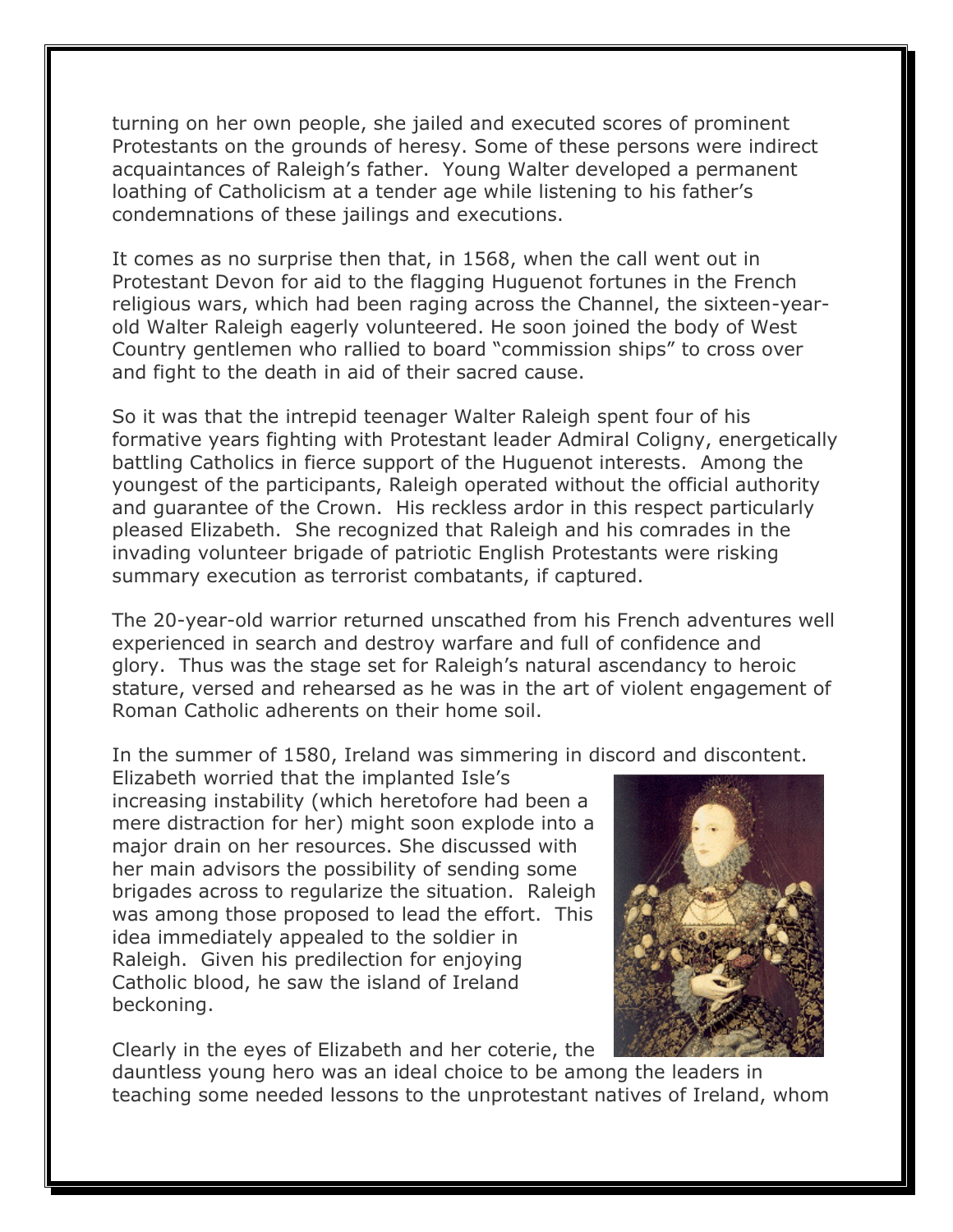turning on her own people, she jailed and executed scores of prominent Protestants on the grounds of heresy. Some of these persons were indirect acquaintances of Raleigh's father. Young Walter developed a permanent loathing of Catholicism at a tender age while listening to his father's condemnations of these jailings and executions.

It comes as no surprise then that, in 1568, when the call went out in Protestant Devon for aid to the flagging Huguenot fortunes in the French religious wars, which had been raging across the Channel, the sixteen-year-old Walter Raleigh eagerly volunteered. He soon joined the body of West Country gentlemen who rallied to board "commission ships" to cross over and fight to the death in aid of their sacred cause.

So it was that the intrepid teenager Walter Raleigh spent four of his formative years fighting with Protestant leader Admiral Coligny, energetically battling Catholics in fierce support of the Huguenot interests. Among the youngest of the participants, Raleigh operated without the official authority and guarantee of the Crown. His reckless ardor in this respect particularly pleased Elizabeth. She recognized that Raleigh and his comrades in the invading volunteer brigade of patriotic English Protestants were risking summary execution as terrorist combatants, if captured.

The 20-year-old warrior returned unscathed from his French adventures well experienced in search and destroy warfare and full of confidence and glory. Thus was the stage set for Raleigh's natural ascendancy to heroic stature, versed and rehearsed as he was in the art of violent engagement of Roman Catholic adherents on their home soil.

In the summer of 1580, Ireland was simmering in discord and discontent. Elizabeth worried that the implanted Isle's increasing instability (which heretofore had been a mere distraction for her) might soon explode into a major drain on her resources. She discussed with her main advisors the possibility of sending some brigades across to regularize the situation. Raleigh was among those proposed to lead the effort. This idea immediately appealed to the soldier in Raleigh. Given his predilection for enjoying Catholic blood, he saw the island of Ireland beckoning.

Clearly in the eyes of Elizabeth and her coterie, the dauntless young hero was an ideal choice to be among the leaders in teaching some needed lessons to the unprotestant natives of Ireland, whom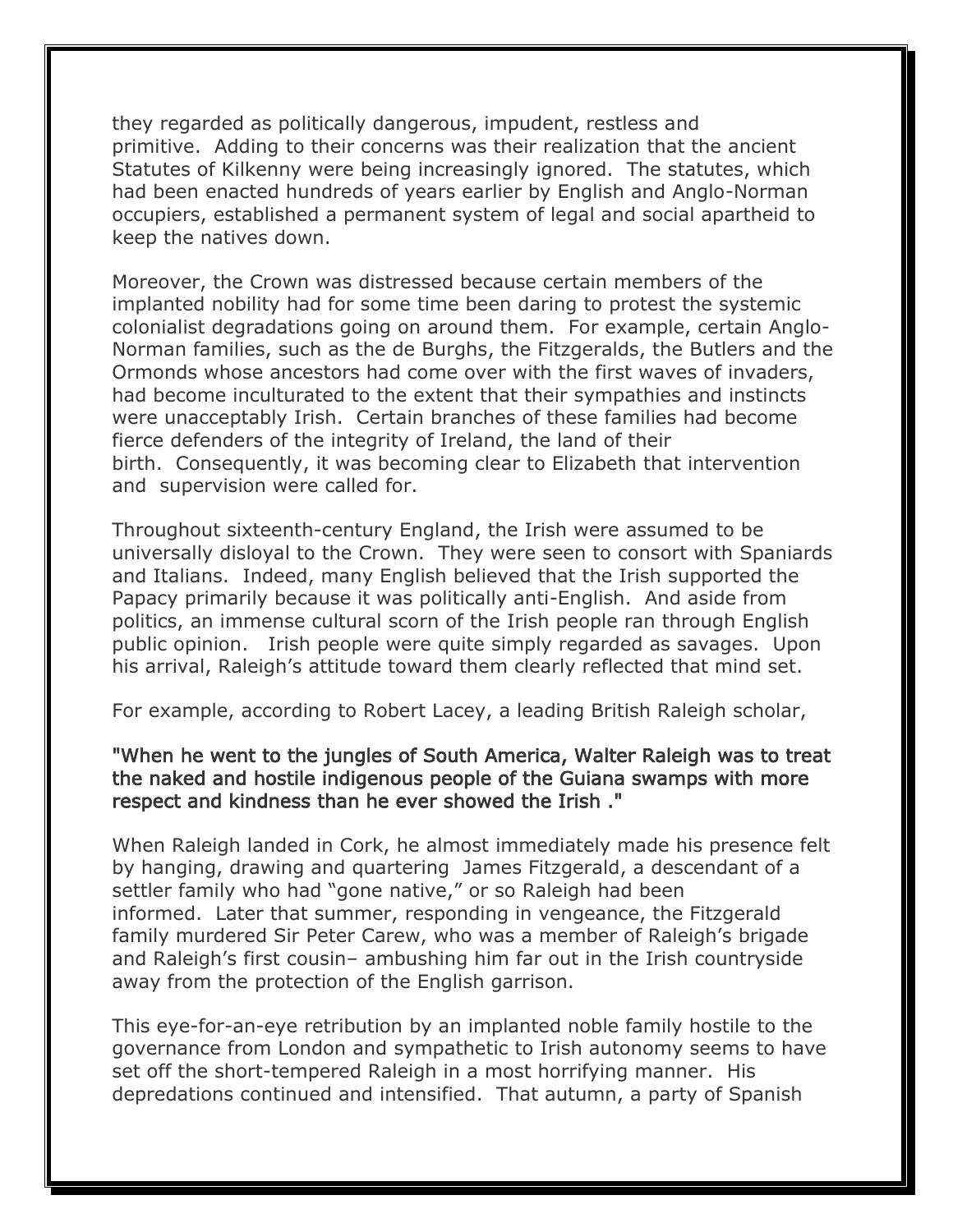they regarded as politically dangerous, impudent, restless and primitive. Adding to their concerns was their realization that the ancient Statutes of Kilkenny were being increasingly ignored. The statutes, which had been enacted hundreds of years earlier by English and Anglo-Norman occupiers, established a permanent system of legal and social apartheid to keep the natives down.

Moreover, the Crown was distressed because certain members of the implanted nobility had for some time been daring to protest the systemic colonialist degradations going on around them. For example, certain Anglo-Norman families, such as the de Burghs, the Fitzgeralds, the Butlers and the Ormonds whose ancestors had come over with the first waves of invaders, had become inculturated to the extent that their sympathies and instincts were unacceptably Irish. Certain branches of these families had become fierce defenders of the integrity of Ireland, the land of their birth. Consequently, it was becoming clear to Elizabeth that intervention and supervision were called for.

Throughout sixteenth-century England, the Irish were assumed to be universally disloyal to the Crown. They were seen to consort with Spaniards and Italians. Indeed, many English believed that the Irish supported the Papacy primarily because it was politically anti-English. And aside from politics, an immense cultural scorn of the Irish people ran through English public opinion. Irish people were quite simply regarded as savages. Upon his arrival, Raleigh's attitude toward them clearly reflected that mind set.

For example, according to Robert Lacey, a leading British Raleigh scholar,

"When he went to the jungles of South America, Walter Raleigh was to treat the naked and hostile indigenous people of the Guiana swamps with more respect and kindness than he ever showed the Irish ."

When Raleigh landed in Cork, he almost immediately made his presence felt by hanging, drawing and quartering James Fitzgerald, a descendant of a settler family who had "gone native," or so Raleigh had been informed. Later that summer, responding in vengeance, the Fitzgerald family murdered Sir Peter Carew, who was a member of Raleigh's brigade and Raleigh's first cousin– ambushing him far out in the Irish countryside away from the protection of the English garrison.

This eye-for-an-eye retribution by an implanted noble family hostile to the governance from London and sympathetic to Irish autonomy seems to have set off the short-tempered Raleigh in a most horrifying manner. His depredations continued and intensified. That autumn, a party of Spanish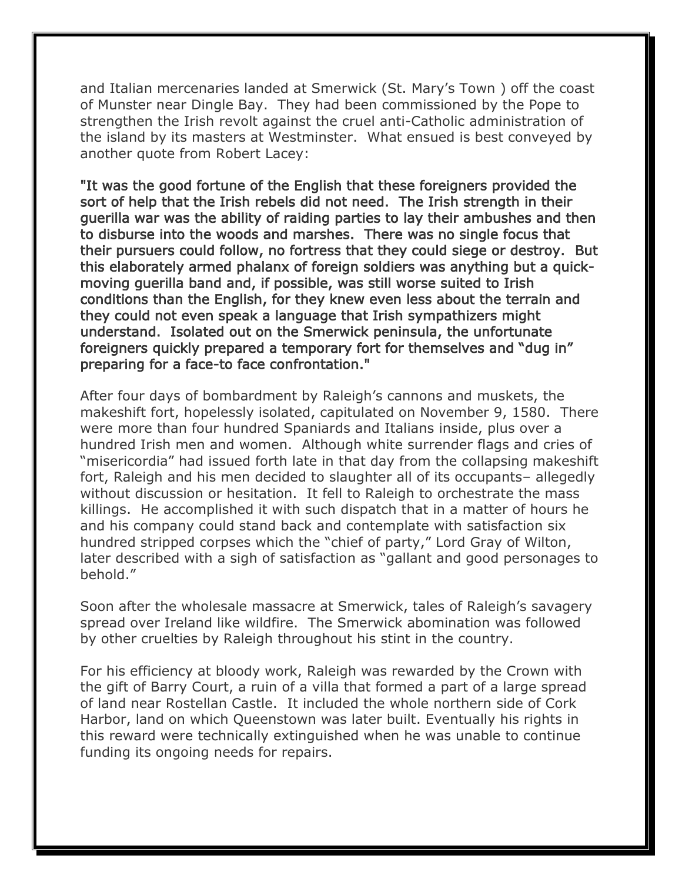and Italian mercenaries landed at Smerwick (St. Mary's Town ) off the coast of Munster near Dingle Bay. They had been commissioned by the Pope to strengthen the Irish revolt against the cruel anti-Catholic administration of the island by its masters at Westminster. What ensued is best conveyed by another quote from Robert Lacey:

**"It was the good fortune of the English that these foreigners provided the sort of help that the Irish rebels did not need. The Irish strength in their guerilla war was the ability of raiding parties to lay their ambushes and then to disburse into the woods and marshes. There was no single focus that their pursuers could follow, no fortress that they could siege or destroy. But this elaborately armed phalanx of foreign soldiers was anything but a quick-moving guerilla band and, if possible, was still worse suited to Irish conditions than the English, for they knew even less about the terrain and they could not even speak a language that Irish sympathizers might understand. Isolated out on the Smerwick peninsula, the unfortunate foreigners quickly prepared a temporary fort for themselves and "dug in" preparing for a face-to face confrontation."**

After four days of bombardment by Raleigh's cannons and muskets, the makeshift fort, hopelessly isolated, capitulated on November 9, 1580. There were more than four hundred Spaniards and Italians inside, plus over a hundred Irish men and women. Although white surrender flags and cries of "misericordia" had issued forth late in that day from the collapsing makeshift fort, Raleigh and his men decided to slaughter all of its occupants– allegedly without discussion or hesitation. It fell to Raleigh to orchestrate the mass killings. He accomplished it with such dispatch that in a matter of hours he and his company could stand back and contemplate with satisfaction six hundred stripped corpses which the "chief of party," Lord Gray of Wilton, later described with a sigh of satisfaction as "gallant and good personages to behold."

Soon after the wholesale massacre at Smerwick, tales of Raleigh's savagery spread over Ireland like wildfire. The Smerwick abomination was followed by other cruelties by Raleigh throughout his stint in the country.

For his efficiency at bloody work, Raleigh was rewarded by the Crown with the gift of Barry Court, a ruin of a villa that formed a part of a large spread of land near Rostellan Castle. It included the whole northern side of Cork Harbor, land on which Queenstown was later built. Eventually his rights in this reward were technically extinguished when he was unable to continue funding its ongoing needs for repairs.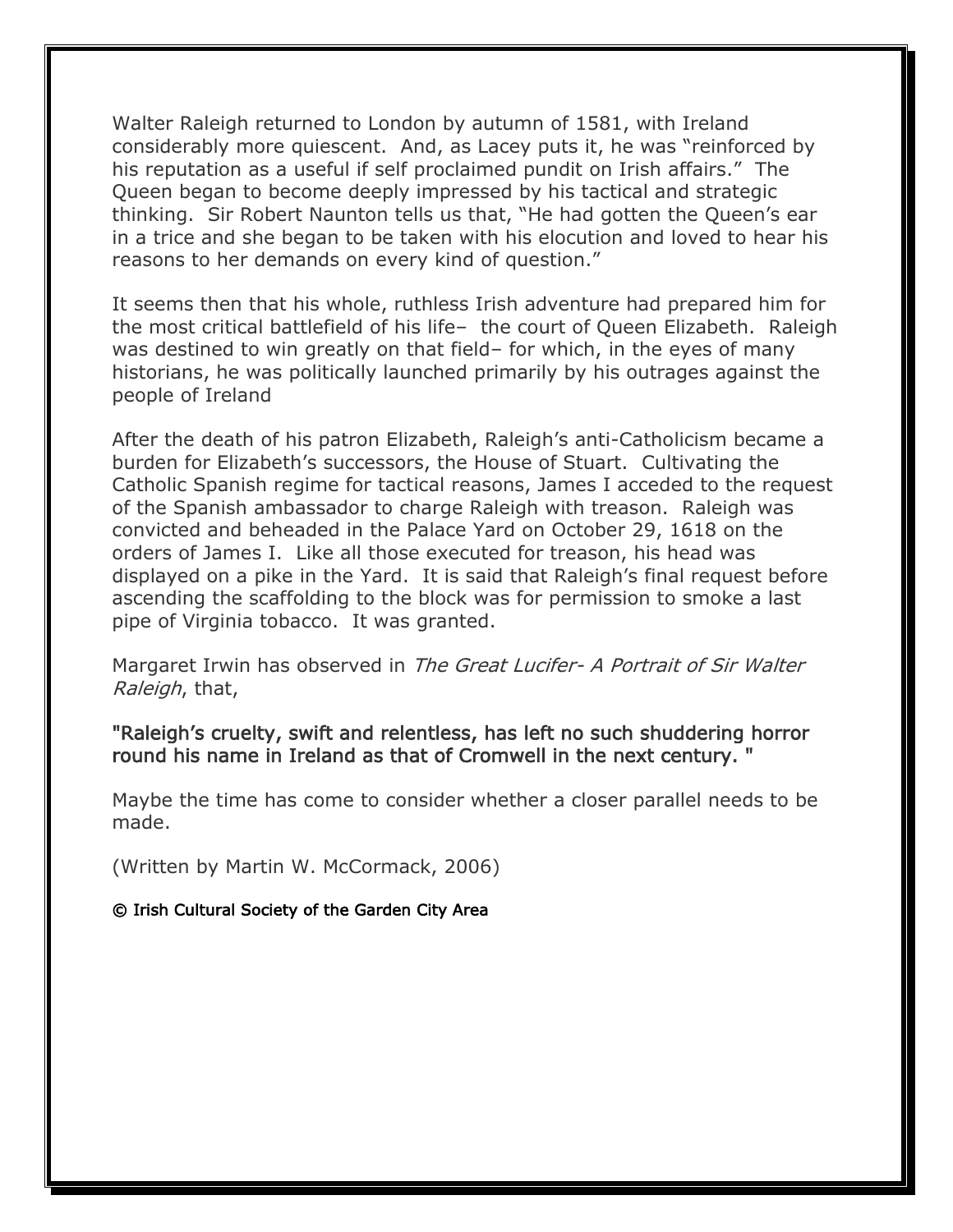Walter Raleigh returned to London by autumn of 1581, with Ireland considerably more quiescent. And, as Lacey puts it, he was "reinforced by his reputation as a useful if self proclaimed pundit on Irish affairs." The Queen began to become deeply impressed by his tactical and strategic thinking. Sir Robert Naunton tells us that, "He had gotten the Queen's ear in a trice and she began to be taken with his elocution and loved to hear his reasons to her demands on every kind of question."

It seems then that his whole, ruthless Irish adventure had prepared him for the most critical battlefield of his life– the court of Queen Elizabeth. Raleigh was destined to win greatly on that field– for which, in the eyes of many historians, he was politically launched primarily by his outrages against the people of Ireland

After the death of his patron Elizabeth, Raleigh's anti-Catholicism became a burden for Elizabeth's successors, the House of Stuart. Cultivating the Catholic Spanish regime for tactical reasons, James I acceded to the request of the Spanish ambassador to charge Raleigh with treason. Raleigh was convicted and beheaded in the Palace Yard on October 29, 1618 on the orders of James I. Like all those executed for treason, his head was displayed on a pike in the Yard. It is said that Raleigh's final request before ascending the scaffolding to the block was for permission to smoke a last pipe of Virginia tobacco. It was granted.

Margaret Irwin has observed in *The Great Lucifer- A Portrait of Sir Walter Raleigh*, that,

"Raleigh's cruelty, swift and relentless, has left no such shuddering horror round his name in Ireland as that of Cromwell in the next century. "

Maybe the time has come to consider whether a closer parallel needs to be made.

(Written by Martin W. McCormack, 2006)

© Irish Cultural Society of the Garden City Area